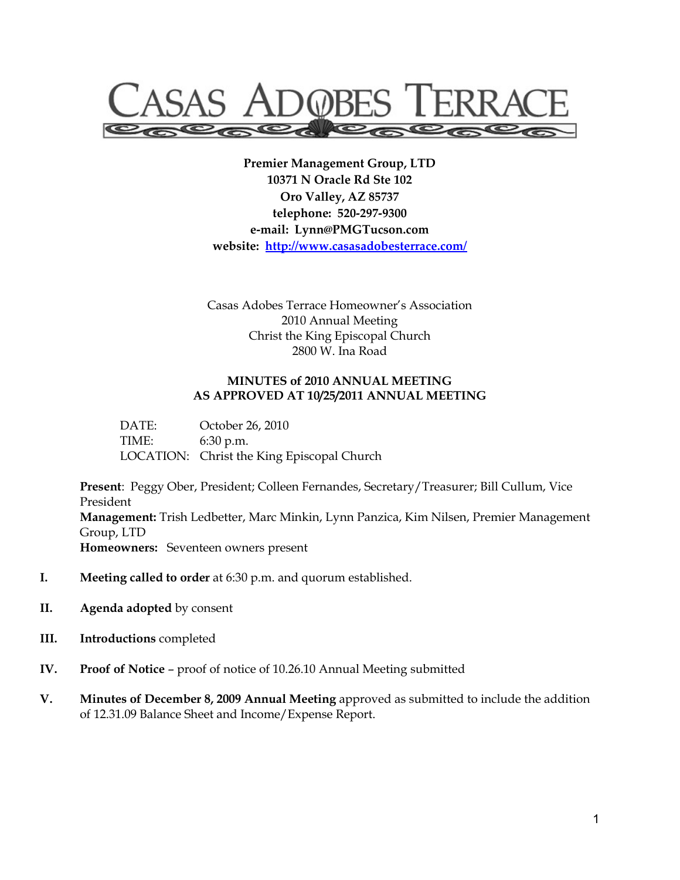# CASAS ADOBES TERRACE

**Premier Management Group, LTD**
**10371 N Oracle Rd Ste 102**
**Oro Valley, AZ 85737**
**telephone: 520-297-9300**
**e-mail: Lynn@PMGTucson.com**
**website: http://www.casasadobesterrace.com/**

Casas Adobes Terrace Homeowner's Association
2010 Annual Meeting
Christ the King Episcopal Church
2800 W. Ina Road

**MINUTES of 2010 ANNUAL MEETING**
**AS APPROVED AT 10/25/2011 ANNUAL MEETING**

DATE: October 26, 2010
TIME: 6:30 p.m.
LOCATION: Christ the King Episcopal Church

**Present**: Peggy Ober, President; Colleen Fernandes, Secretary/Treasurer; Bill Cullum, Vice President
**Management:** Trish Ledbetter, Marc Minkin, Lynn Panzica, Kim Nilsen, Premier Management Group, LTD
**Homeowners:** Seventeen owners present

I. **Meeting called to order** at 6:30 p.m. and quorum established.

II. **Agenda adopted** by consent

III. **Introductions** completed

IV. **Proof of Notice** – proof of notice of 10.26.10 Annual Meeting submitted

V. **Minutes of December 8, 2009 Annual Meeting** approved as submitted to include the addition of 12.31.09 Balance Sheet and Income/Expense Report.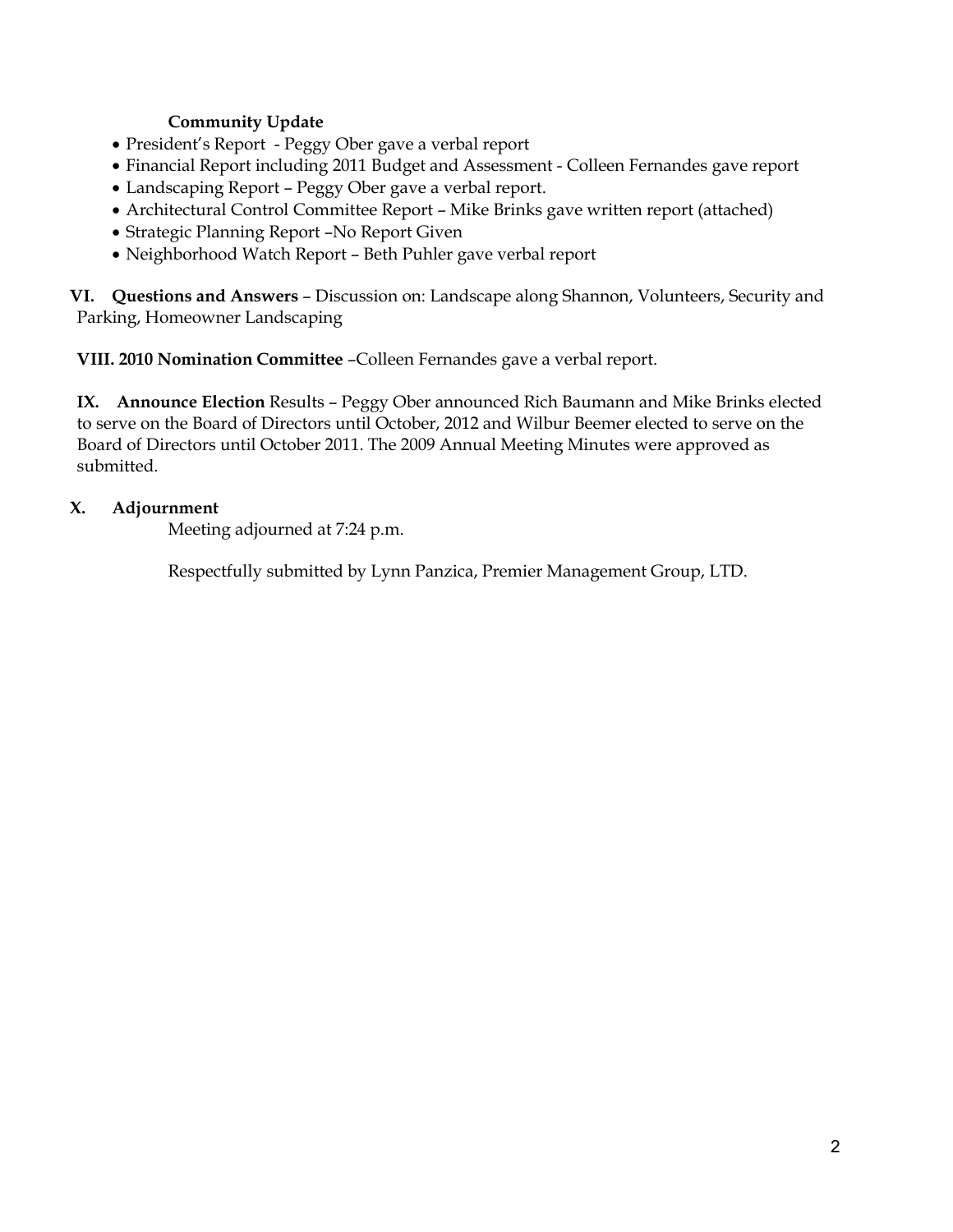**Community Update**

- President's Report - Peggy Ober gave a verbal report
- Financial Report including 2011 Budget and Assessment - Colleen Fernandes gave report
- Landscaping Report – Peggy Ober gave a verbal report.
- Architectural Control Committee Report – Mike Brinks gave written report (attached)
- Strategic Planning Report –No Report Given
- Neighborhood Watch Report – Beth Puhler gave verbal report

**VI. Questions and Answers** – Discussion on: Landscape along Shannon, Volunteers, Security and Parking, Homeowner Landscaping

**VIII. 2010 Nomination Committee** –Colleen Fernandes gave a verbal report.

**IX. Announce Election** Results – Peggy Ober announced Rich Baumann and Mike Brinks elected to serve on the Board of Directors until October, 2012 and Wilbur Beemer elected to serve on the Board of Directors until October 2011. The 2009 Annual Meeting Minutes were approved as submitted.

**X. Adjournment**

Meeting adjourned at 7:24 p.m.

Respectfully submitted by Lynn Panzica, Premier Management Group, LTD.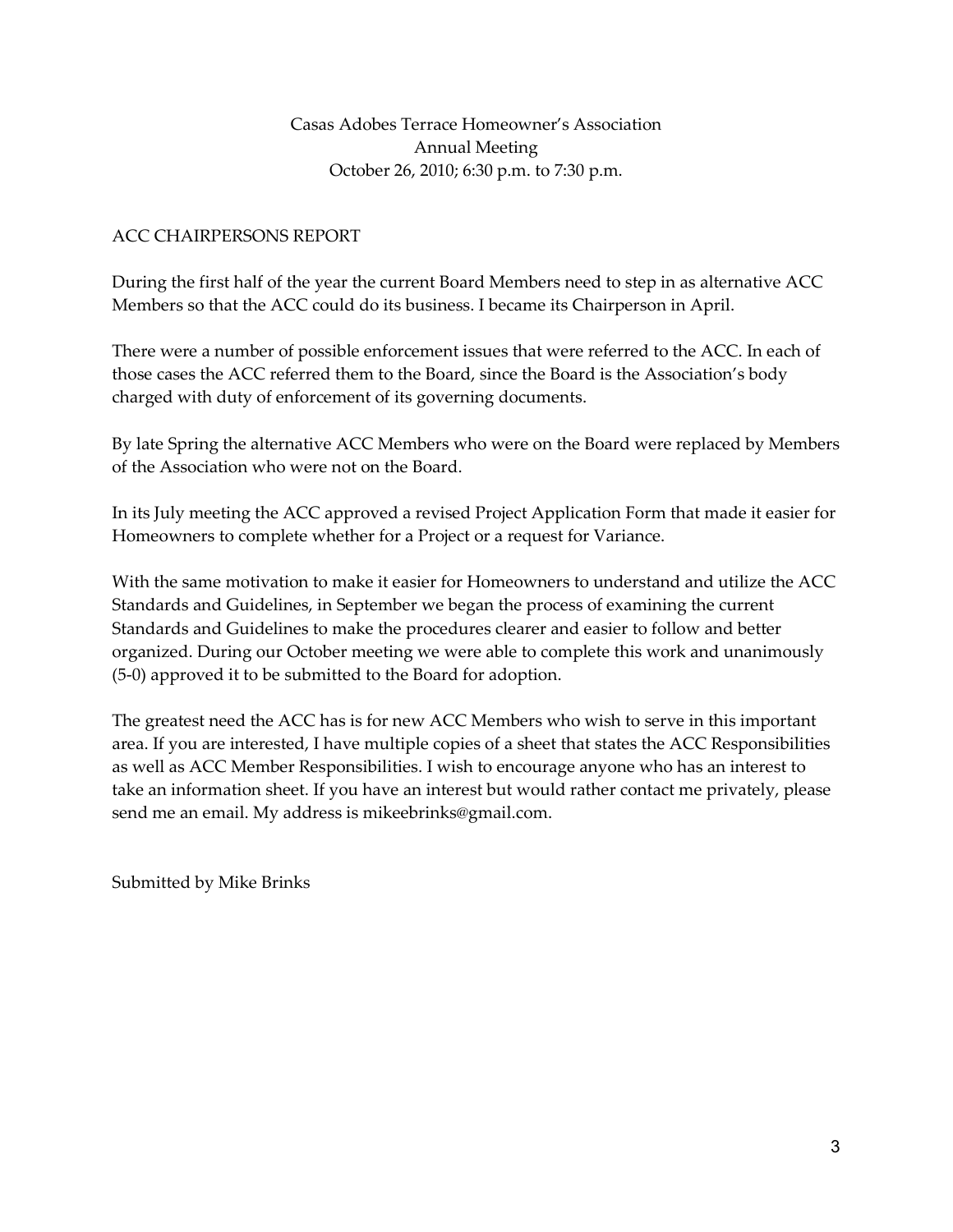Casas Adobes Terrace Homeowner's Association
Annual Meeting
October 26, 2010; 6:30 p.m. to 7:30 p.m.

## ACC CHAIRPERSONS REPORT

During the first half of the year the current Board Members need to step in as alternative ACC Members so that the ACC could do its business. I became its Chairperson in April.

There were a number of possible enforcement issues that were referred to the ACC. In each of those cases the ACC referred them to the Board, since the Board is the Association's body charged with duty of enforcement of its governing documents.

By late Spring the alternative ACC Members who were on the Board were replaced by Members of the Association who were not on the Board.

In its July meeting the ACC approved a revised Project Application Form that made it easier for Homeowners to complete whether for a Project or a request for Variance.

With the same motivation to make it easier for Homeowners to understand and utilize the ACC Standards and Guidelines, in September we began the process of examining the current Standards and Guidelines to make the procedures clearer and easier to follow and better organized. During our October meeting we were able to complete this work and unanimously (5-0) approved it to be submitted to the Board for adoption.

The greatest need the ACC has is for new ACC Members who wish to serve in this important area. If you are interested, I have multiple copies of a sheet that states the ACC Responsibilities as well as ACC Member Responsibilities. I wish to encourage anyone who has an interest to take an information sheet. If you have an interest but would rather contact me privately, please send me an email. My address is mikeebrinks@gmail.com.

Submitted by Mike Brinks